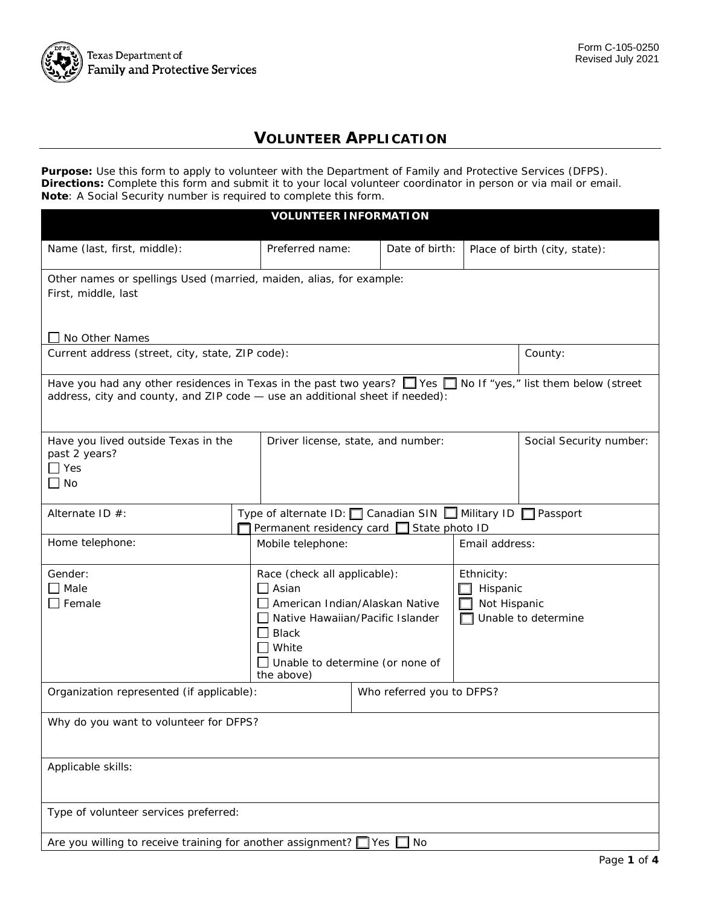Texas Department of Family and Protective Services

Form C-105-0250
Revised July 2021

# VOLUNTEER APPLICATION

**Purpose:** Use this form to apply to volunteer with the Department of Family and Protective Services (DFPS).
**Directions:** Complete this form and submit it to your local volunteer coordinator in person or via mail or email.
**Note**: A Social Security number is required to complete this form.

## VOLUNTEER INFORMATION

| Name (last, first, middle): | Preferred name: | Date of birth: | Place of birth (city, state): |
|---|---|---|---|

Other names or spellings Used (married, maiden, alias, for example:
First, middle, last

☐ No Other Names

| Current address (street, city, state, ZIP code): | County: |
|---|---|

Have you had any other residences in Texas in the past two years? ☐ Yes ☐ No If "yes," list them below (street address, city and county, and ZIP code — use an additional sheet if needed):

| Have you lived outside Texas in the past 2 years? ☐ Yes ☐ No | Driver license, state, and number: | Social Security number: |
|---|---|---|

| Alternate ID #: | Type of alternate ID: ☐ Canadian SIN ☐ Military ID ☐ Passport ☐ Permanent residency card ☐ State photo ID |
|---|---|

| Home telephone: | Mobile telephone: | Email address: |
|---|---|---|

| Gender: | Race (check all applicable): | Ethnicity: |
|---|---|---|
| ☐ Male<br>☐ Female | ☐ Asian<br>☐ American Indian/Alaskan Native<br>☐ Native Hawaiian/Pacific Islander<br>☐ Black<br>☐ White<br>☐ Unable to determine (or none of the above) | ☐ Hispanic<br>☐ Not Hispanic<br>☐ Unable to determine |

| Organization represented (if applicable): | Who referred you to DFPS? |
|---|---|

Why do you want to volunteer for DFPS?

Applicable skills:

Type of volunteer services preferred:

Are you willing to receive training for another assignment? ☐ Yes ☐ No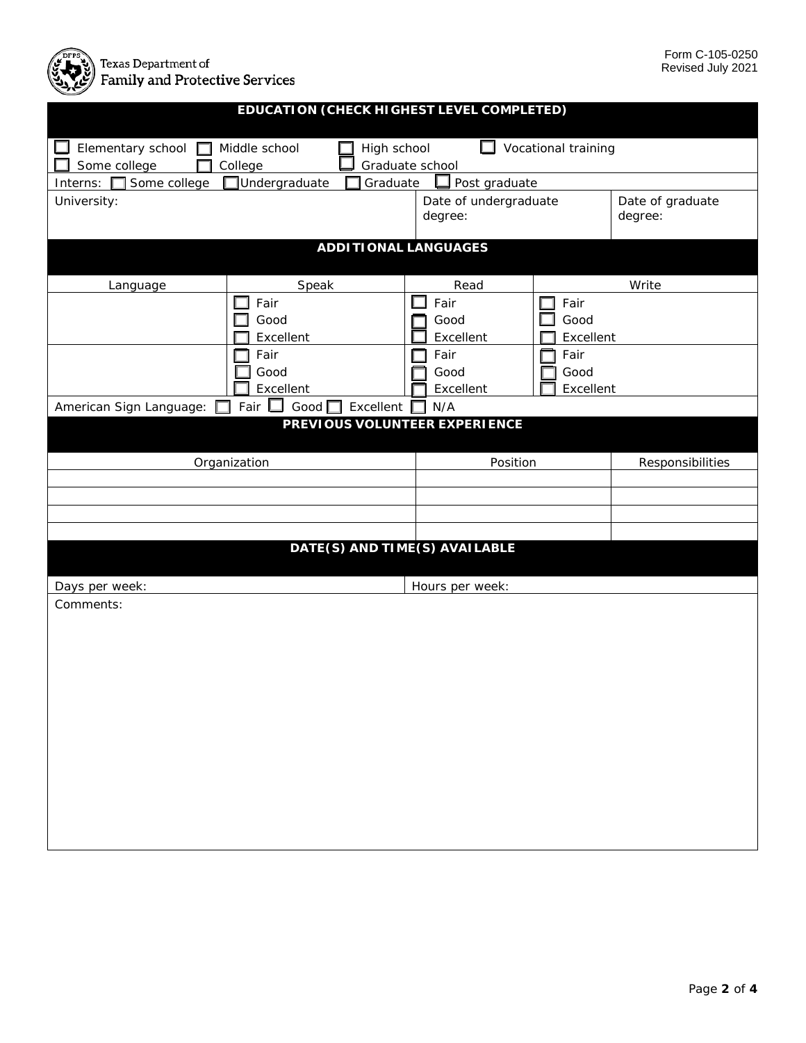Texas Department of Family and Protective Services

Form C-105-0250
Revised July 2021

## EDUCATION (CHECK HIGHEST LEVEL COMPLETED)

☐ Elementary school ☐ Middle school ☐ High school ☐ Vocational training
☐ Some college ☐ College ☐ Graduate school

Interns: ☐ Some college ☐ Undergraduate ☐ Graduate ☐ Post graduate

| University: | Date of undergraduate degree: | Date of graduate degree: |
|---|---|---|
| | | |

## ADDITIONAL LANGUAGES

| Language | Speak | Read | Write |
|---|---|---|---|
| | ☐ Fair<br>☐ Good<br>☐ Excellent | ☐ Fair<br>☐ Good<br>☐ Excellent | ☐ Fair<br>☐ Good<br>☐ Excellent |
| | ☐ Fair<br>☐ Good<br>☐ Excellent | ☐ Fair<br>☐ Good<br>☐ Excellent | ☐ Fair<br>☐ Good<br>☐ Excellent |

American Sign Language: ☐ Fair ☐ Good ☐ Excellent ☐ N/A

## PREVIOUS VOLUNTEER EXPERIENCE

| Organization | Position | Responsibilities |
|---|---|---|
| | | |
| | | |
| | | |
| | | |

## DATE(S) AND TIME(S) AVAILABLE

| Days per week: | Hours per week: |
|---|---|

Comments: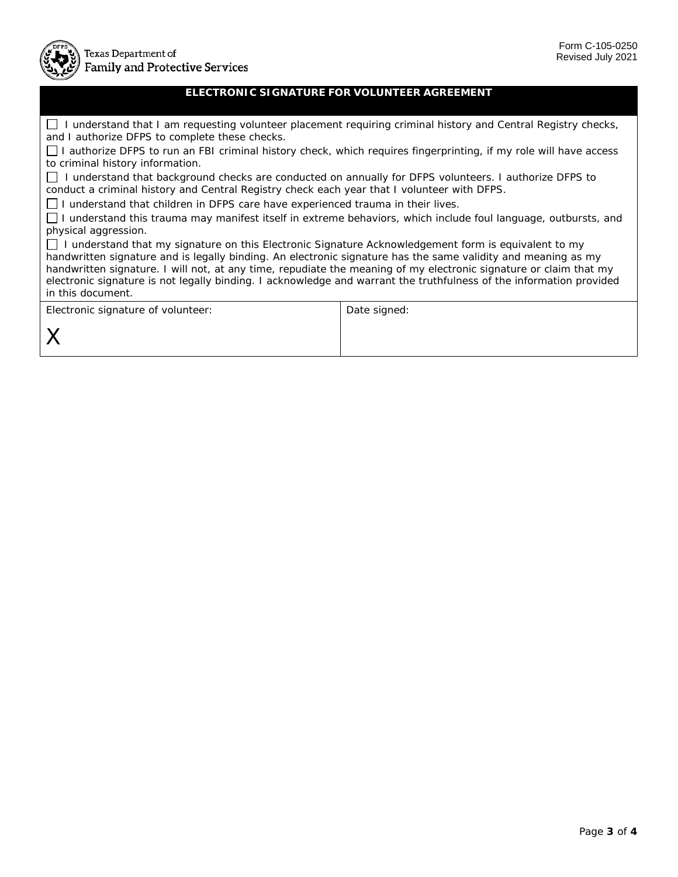Texas Department of Family and Protective Services

Form C-105-0250
Revised July 2021

## ELECTRONIC SIGNATURE FOR VOLUNTEER AGREEMENT

☐ I understand that I am requesting volunteer placement requiring criminal history and Central Registry checks, and I authorize DFPS to complete these checks.

☐ I authorize DFPS to run an FBI criminal history check, which requires fingerprinting, if my role will have access to criminal history information.

☐ I understand that background checks are conducted on annually for DFPS volunteers. I authorize DFPS to conduct a criminal history and Central Registry check each year that I volunteer with DFPS.

☐ I understand that children in DFPS care have experienced trauma in their lives.

☐ I understand this trauma may manifest itself in extreme behaviors, which include foul language, outbursts, and physical aggression.

☐ I understand that my signature on this Electronic Signature Acknowledgement form is equivalent to my handwritten signature and is legally binding. An electronic signature has the same validity and meaning as my handwritten signature. I will not, at any time, repudiate the meaning of my electronic signature or claim that my electronic signature is not legally binding. I acknowledge and warrant the truthfulness of the information provided in this document.

| Electronic signature of volunteer: | Date signed: |
| --- | --- |
| X | |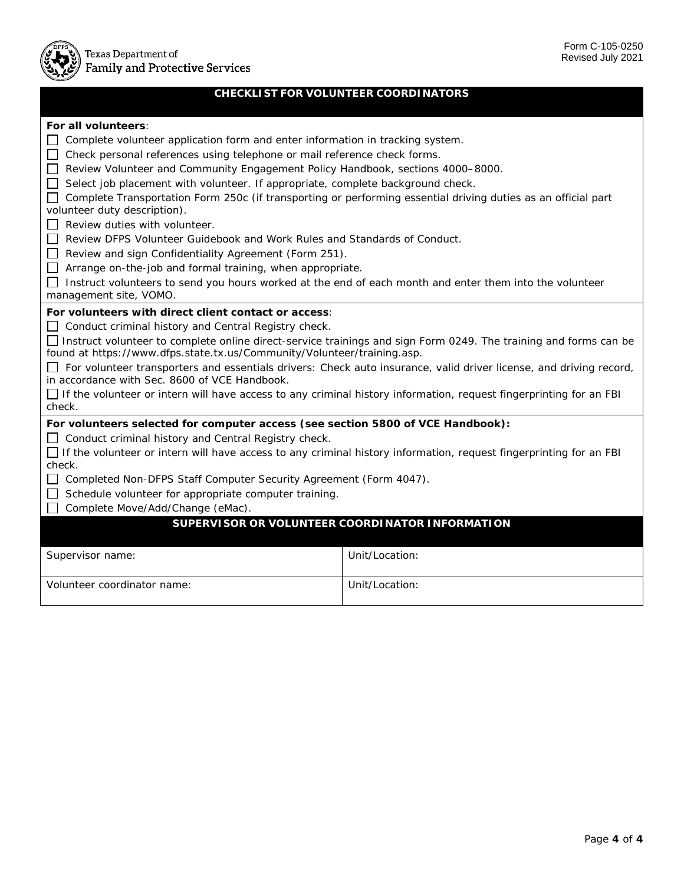Texas Department of Family and Protective Services

Form C-105-0250
Revised July 2021

## CHECKLIST FOR VOLUNTEER COORDINATORS

**For all volunteers**:

- ☐ Complete volunteer application form and enter information in tracking system.
- ☐ Check personal references using telephone or mail reference check forms.
- ☐ Review Volunteer and Community Engagement Policy Handbook, sections 4000–8000.
- ☐ Select job placement with volunteer. If appropriate, complete background check.
- ☐ Complete Transportation Form 250c (if transporting or performing essential driving duties as an official part volunteer duty description).
- ☐ Review duties with volunteer.
- ☐ Review DFPS Volunteer Guidebook and Work Rules and Standards of Conduct.
- ☐ Review and sign Confidentiality Agreement (Form 251).
- ☐ Arrange on-the-job and formal training, when appropriate.
- ☐ Instruct volunteers to send you hours worked at the end of each month and enter them into the volunteer management site, VOMO.

**For volunteers with direct client contact or access**:

- ☐ Conduct criminal history and Central Registry check.
- ☐ Instruct volunteer to complete online direct-service trainings and sign Form 0249. The training and forms can be found at https://www.dfps.state.tx.us/Community/Volunteer/training.asp.
- ☐ For volunteer transporters and essentials drivers: Check auto insurance, valid driver license, and driving record, in accordance with Sec. 8600 of VCE Handbook.
- ☐ If the volunteer or intern will have access to any criminal history information, request fingerprinting for an FBI check.

**For volunteers selected for computer access (see section 5800 of VCE Handbook):**

- ☐ Conduct criminal history and Central Registry check.
- ☐ If the volunteer or intern will have access to any criminal history information, request fingerprinting for an FBI check.
- ☐ Completed Non-DFPS Staff Computer Security Agreement (Form 4047).
- ☐ Schedule volunteer for appropriate computer training.
- ☐ Complete Move/Add/Change (eMac).

## SUPERVISOR OR VOLUNTEER COORDINATOR INFORMATION

| | |
|---|---|
| Supervisor name: | Unit/Location: |
| Volunteer coordinator name: | Unit/Location: |